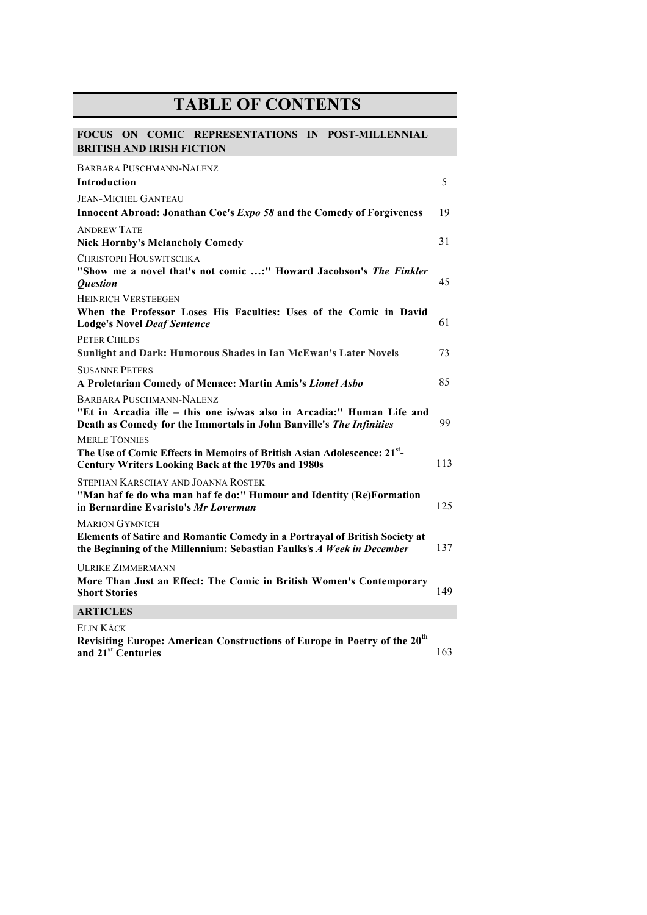# TABLE OF CONTENTS

## FOCUS ON COMIC REPRESENTATIONS IN POST-MILLENNIAL BRITISH AND IRISH FICTION

BARBARA PUSCHMANN-NALENZ
**Introduction** 5

JEAN-MICHEL GANTEAU
**Innocent Abroad: Jonathan Coe's *Expo 58* and the Comedy of Forgiveness** 19

ANDREW TATE
**Nick Hornby's Melancholy Comedy** 31

CHRISTOPH HOUSWITSCHKA
**"Show me a novel that's not comic …:" Howard Jacobson's *The Finkler Question*** 45

HEINRICH VERSTEEGEN
**When the Professor Loses His Faculties: Uses of the Comic in David Lodge's Novel *Deaf Sentence*** 61

PETER CHILDS
**Sunlight and Dark: Humorous Shades in Ian McEwan's Later Novels** 73

SUSANNE PETERS
**A Proletarian Comedy of Menace: Martin Amis's *Lionel Asbo*** 85

BARBARA PUSCHMANN-NALENZ
**"Et in Arcadia ille – this one is/was also in Arcadia:" Human Life and Death as Comedy for the Immortals in John Banville's *The Infinities*** 99

MERLE TÖNNIES
**The Use of Comic Effects in Memoirs of British Asian Adolescence: 21st-Century Writers Looking Back at the 1970s and 1980s** 113

STEPHAN KARSCHAY AND JOANNA ROSTEK
**"Man haf fe do wha man haf fe do:" Humour and Identity (Re)Formation in Bernardine Evaristo's *Mr Loverman*** 125

MARION GYMNICH
**Elements of Satire and Romantic Comedy in a Portrayal of British Society at the Beginning of the Millennium: Sebastian Faulks's *A Week in December*** 137

ULRIKE ZIMMERMANN
**More Than Just an Effect: The Comic in British Women's Contemporary Short Stories** 149

## ARTICLES

ELIN KÄCK
**Revisiting Europe: American Constructions of Europe in Poetry of the 20th and 21st Centuries** 163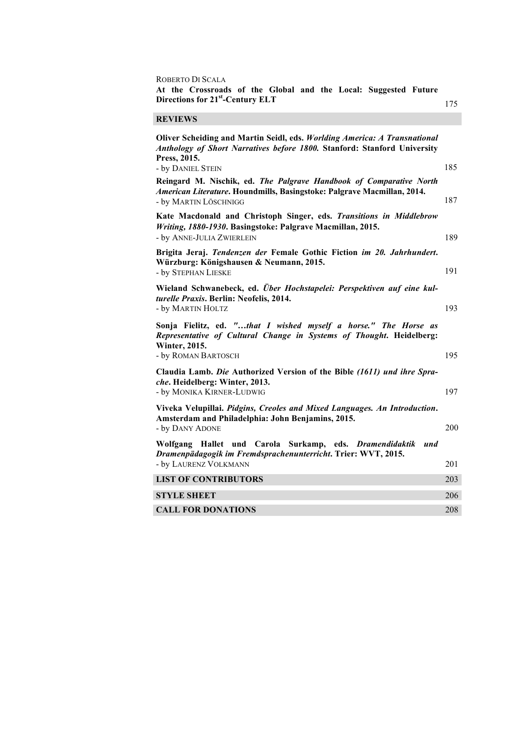ROBERTO DI SCALA
**At the Crossroads of the Global and the Local: Suggested Future Directions for 21st-Century ELT** 175

## REVIEWS

**Oliver Scheiding and Martin Seidl, eds.** ***Worlding America: A Transnational Anthology of Short Narratives before 1800.*** **Stanford: Stanford University Press, 2015.**
- by DANIEL STEIN 185

**Reingard M. Nischik, ed.** ***The Palgrave Handbook of Comparative North American Literature*****. Houndmills, Basingstoke: Palgrave Macmillan, 2014.**
- by MARTIN LÖSCHNIGG 187

**Kate Macdonald and Christoph Singer, eds.** ***Transitions in Middlebrow Writing, 1880-1930*****. Basingstoke: Palgrave Macmillan, 2015.**
- by ANNE-JULIA ZWIERLEIN 189

**Brigita Jeraj.** ***Tendenzen der*** **Female Gothic Fiction** ***im 20. Jahrhundert*****. Würzburg: Königshausen & Neumann, 2015.**
- by STEPHAN LIESKE 191

**Wieland Schwanebeck, ed.** ***Über Hochstapelei: Perspektiven auf eine kulturelle Praxis*****. Berlin: Neofelis, 2014.**
- by MARTIN HOLTZ 193

**Sonja Fielitz, ed.** ***"…that I wished myself a horse." The Horse as Representative of Cultural Change in Systems of Thought*****. Heidelberg: Winter, 2015.**
- by ROMAN BARTOSCH 195

**Claudia Lamb.** ***Die*** **Authorized Version of the Bible** ***(1611) und ihre Sprache*****. Heidelberg: Winter, 2013.**
- by MONIKA KIRNER-LUDWIG 197

**Viveka Velupillai.** ***Pidgins, Creoles and Mixed Languages. An Introduction*****. Amsterdam and Philadelphia: John Benjamins, 2015.**
- by DANY ADONE 200

**Wolfgang Hallet und Carola Surkamp, eds.** ***Dramendidaktik und Dramenpädagogik im Fremdsprachenunterricht*****. Trier: WVT, 2015.**
- by LAURENZ VOLKMANN 201

**LIST OF CONTRIBUTORS** 203

**STYLE SHEET** 206

**CALL FOR DONATIONS** 208